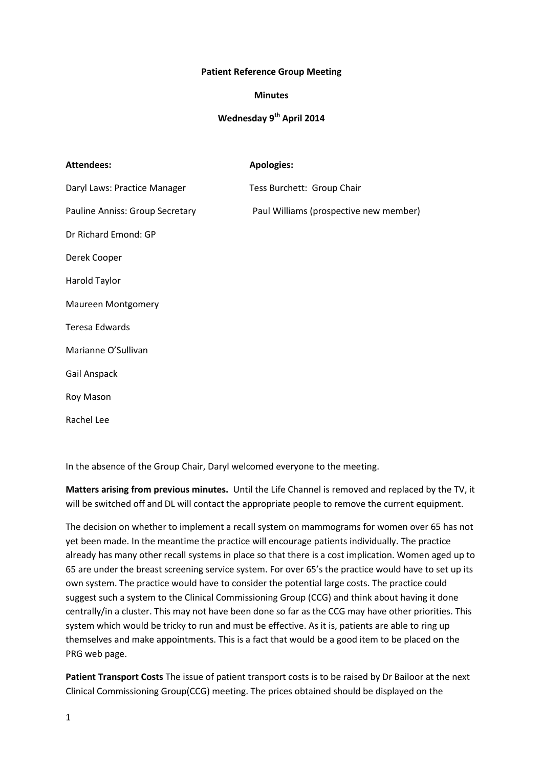**Patient Reference Group Meeting**

**Minutes**

**Wednesday 9th April 2014**

| **Attendees:** | **Apologies:** |
|---|---|
| Daryl Laws: Practice Manager | Tess Burchett: Group Chair |
| Pauline Anniss: Group Secretary | Paul Williams (prospective new member) |
| Dr Richard Emond: GP | |
| Derek Cooper | |
| Harold Taylor | |
| Maureen Montgomery | |
| Teresa Edwards | |
| Marianne O'Sullivan | |
| Gail Anspack | |
| Roy Mason | |
| Rachel Lee | |

In the absence of the Group Chair, Daryl welcomed everyone to the meeting.

**Matters arising from previous minutes.** Until the Life Channel is removed and replaced by the TV, it will be switched off and DL will contact the appropriate people to remove the current equipment.

The decision on whether to implement a recall system on mammograms for women over 65 has not yet been made. In the meantime the practice will encourage patients individually. The practice already has many other recall systems in place so that there is a cost implication. Women aged up to 65 are under the breast screening service system. For over 65's the practice would have to set up its own system. The practice would have to consider the potential large costs. The practice could suggest such a system to the Clinical Commissioning Group (CCG) and think about having it done centrally/in a cluster. This may not have been done so far as the CCG may have other priorities. This system which would be tricky to run and must be effective. As it is, patients are able to ring up themselves and make appointments. This is a fact that would be a good item to be placed on the PRG web page.

**Patient Transport Costs** The issue of patient transport costs is to be raised by Dr Bailoor at the next Clinical Commissioning Group(CCG) meeting. The prices obtained should be displayed on the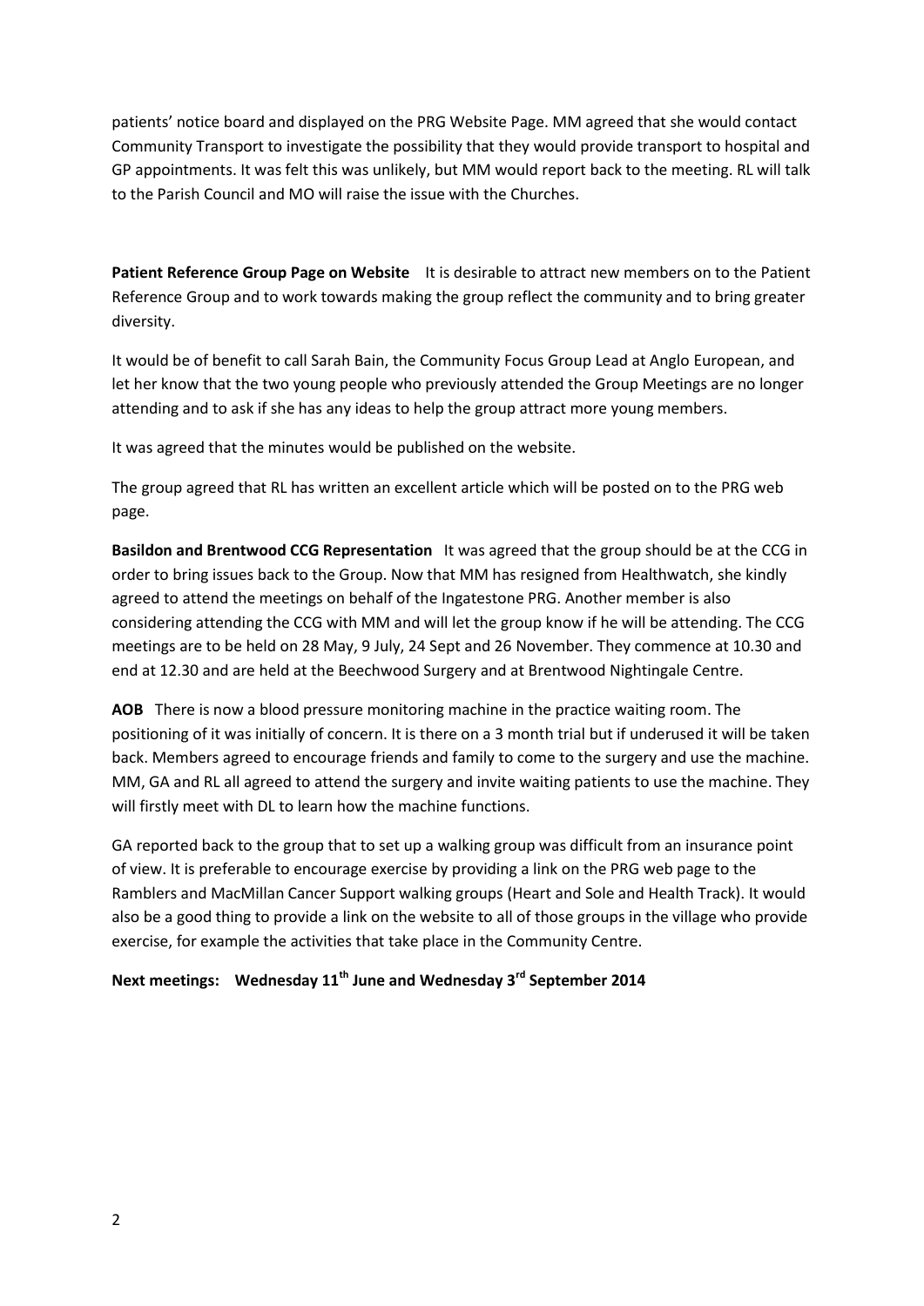patients' notice board and displayed on the PRG Website Page. MM agreed that she would contact Community Transport to investigate the possibility that they would provide transport to hospital and GP appointments. It was felt this was unlikely, but MM would report back to the meeting. RL will talk to the Parish Council and MO will raise the issue with the Churches.

**Patient Reference Group Page on Website** It is desirable to attract new members on to the Patient Reference Group and to work towards making the group reflect the community and to bring greater diversity.

It would be of benefit to call Sarah Bain, the Community Focus Group Lead at Anglo European, and let her know that the two young people who previously attended the Group Meetings are no longer attending and to ask if she has any ideas to help the group attract more young members.

It was agreed that the minutes would be published on the website.

The group agreed that RL has written an excellent article which will be posted on to the PRG web page.

**Basildon and Brentwood CCG Representation** It was agreed that the group should be at the CCG in order to bring issues back to the Group. Now that MM has resigned from Healthwatch, she kindly agreed to attend the meetings on behalf of the Ingatestone PRG. Another member is also considering attending the CCG with MM and will let the group know if he will be attending. The CCG meetings are to be held on 28 May, 9 July, 24 Sept and 26 November. They commence at 10.30 and end at 12.30 and are held at the Beechwood Surgery and at Brentwood Nightingale Centre.

**AOB** There is now a blood pressure monitoring machine in the practice waiting room. The positioning of it was initially of concern. It is there on a 3 month trial but if underused it will be taken back. Members agreed to encourage friends and family to come to the surgery and use the machine. MM, GA and RL all agreed to attend the surgery and invite waiting patients to use the machine. They will firstly meet with DL to learn how the machine functions.

GA reported back to the group that to set up a walking group was difficult from an insurance point of view. It is preferable to encourage exercise by providing a link on the PRG web page to the Ramblers and MacMillan Cancer Support walking groups (Heart and Sole and Health Track). It would also be a good thing to provide a link on the website to all of those groups in the village who provide exercise, for example the activities that take place in the Community Centre.

**Next meetings: Wednesday 11th June and Wednesday 3rd September 2014**